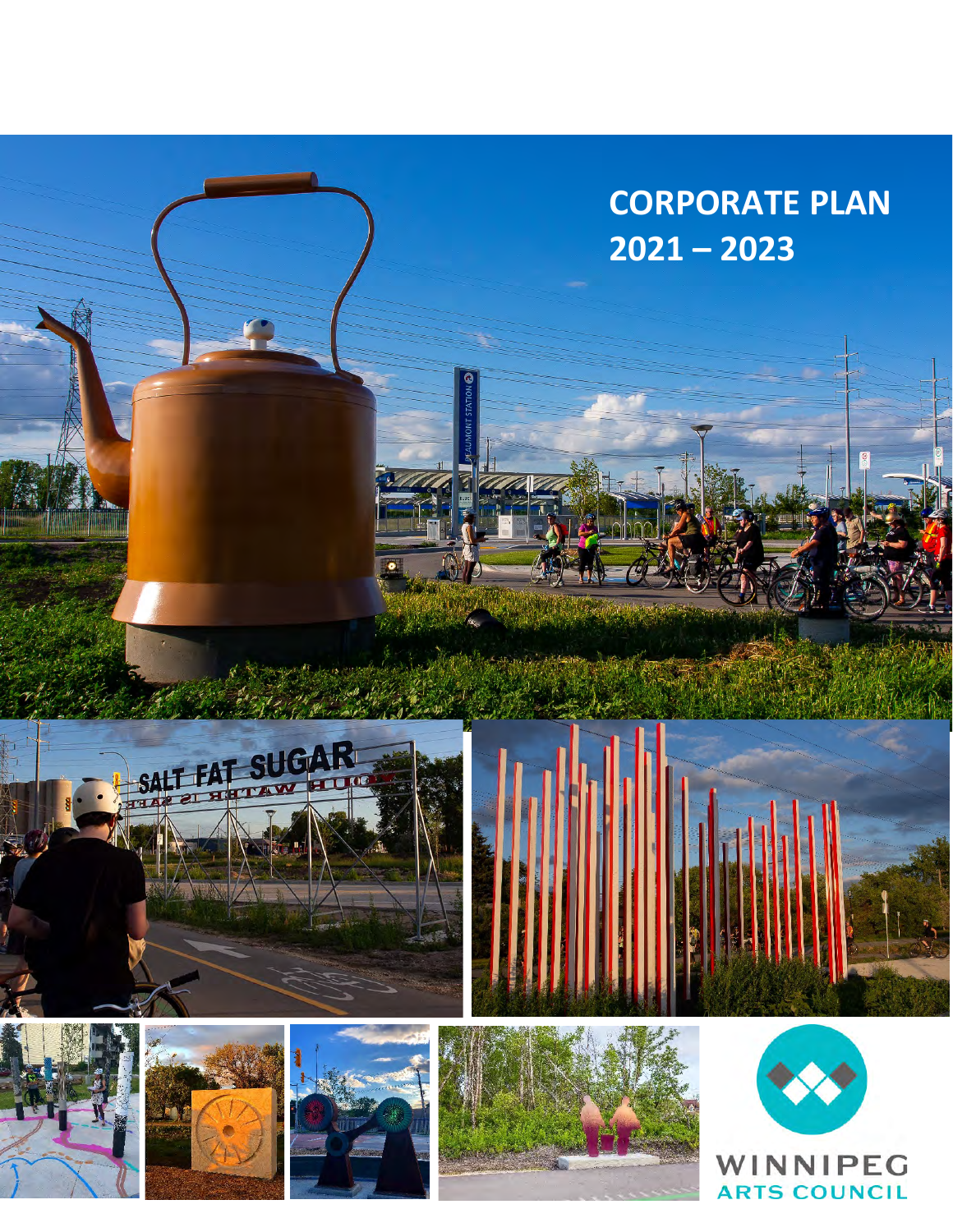# CORPORATE PLAN 2021 – 2023

WINNIPEG ARTS COUNCIL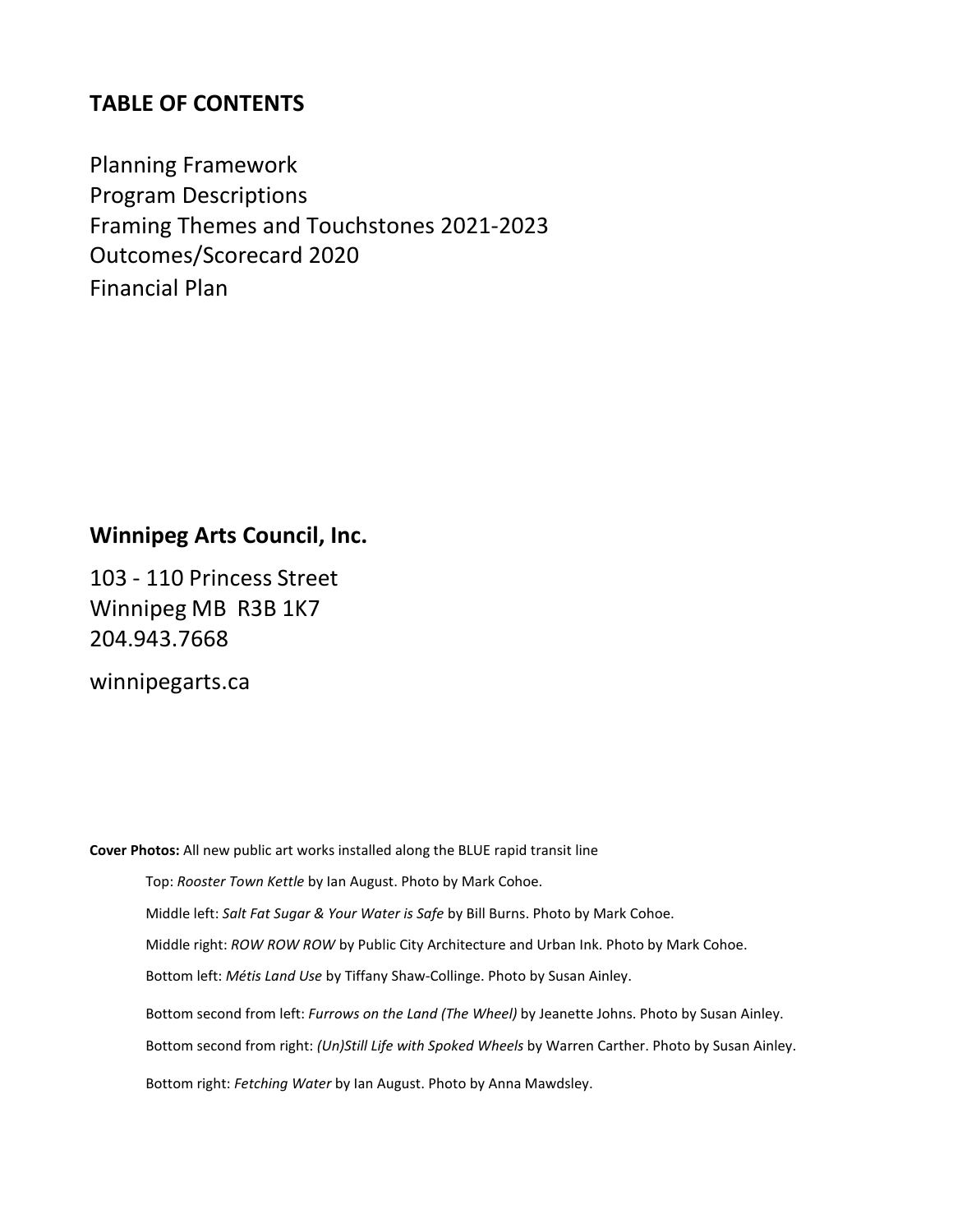## TABLE OF CONTENTS

Planning Framework
Program Descriptions
Framing Themes and Touchstones 2021-2023
Outcomes/Scorecard 2020
Financial Plan

## Winnipeg Arts Council, Inc.

103 - 110 Princess Street
Winnipeg MB R3B 1K7
204.943.7668

winnipegarts.ca

**Cover Photos:** All new public art works installed along the BLUE rapid transit line

Top: *Rooster Town Kettle* by Ian August. Photo by Mark Cohoe.

Middle left: *Salt Fat Sugar & Your Water is Safe* by Bill Burns. Photo by Mark Cohoe.

Middle right: *ROW ROW ROW* by Public City Architecture and Urban Ink. Photo by Mark Cohoe.

Bottom left: *Métis Land Use* by Tiffany Shaw-Collinge. Photo by Susan Ainley.

Bottom second from left: *Furrows on the Land (The Wheel)* by Jeanette Johns. Photo by Susan Ainley.

Bottom second from right: *(Un)Still Life with Spoked Wheels* by Warren Carther. Photo by Susan Ainley.

Bottom right: *Fetching Water* by Ian August. Photo by Anna Mawdsley.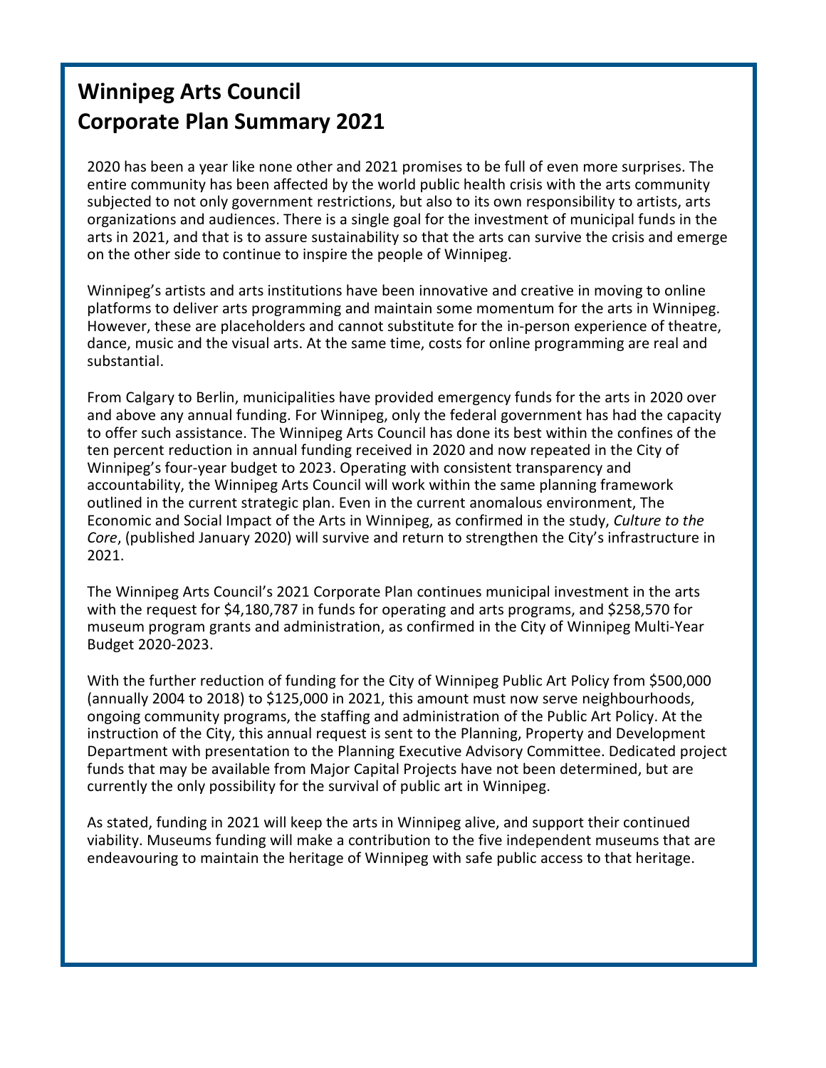# Winnipeg Arts Council
# Corporate Plan Summary 2021

2020 has been a year like none other and 2021 promises to be full of even more surprises. The entire community has been affected by the world public health crisis with the arts community subjected to not only government restrictions, but also to its own responsibility to artists, arts organizations and audiences. There is a single goal for the investment of municipal funds in the arts in 2021, and that is to assure sustainability so that the arts can survive the crisis and emerge on the other side to continue to inspire the people of Winnipeg.

Winnipeg's artists and arts institutions have been innovative and creative in moving to online platforms to deliver arts programming and maintain some momentum for the arts in Winnipeg. However, these are placeholders and cannot substitute for the in-person experience of theatre, dance, music and the visual arts. At the same time, costs for online programming are real and substantial.

From Calgary to Berlin, municipalities have provided emergency funds for the arts in 2020 over and above any annual funding. For Winnipeg, only the federal government has had the capacity to offer such assistance. The Winnipeg Arts Council has done its best within the confines of the ten percent reduction in annual funding received in 2020 and now repeated in the City of Winnipeg's four-year budget to 2023. Operating with consistent transparency and accountability, the Winnipeg Arts Council will work within the same planning framework outlined in the current strategic plan. Even in the current anomalous environment, The Economic and Social Impact of the Arts in Winnipeg, as confirmed in the study, *Culture to the Core*, (published January 2020) will survive and return to strengthen the City's infrastructure in 2021.

The Winnipeg Arts Council's 2021 Corporate Plan continues municipal investment in the arts with the request for $4,180,787 in funds for operating and arts programs, and $258,570 for museum program grants and administration, as confirmed in the City of Winnipeg Multi-Year Budget 2020-2023.

With the further reduction of funding for the City of Winnipeg Public Art Policy from $500,000 (annually 2004 to 2018) to $125,000 in 2021, this amount must now serve neighbourhoods, ongoing community programs, the staffing and administration of the Public Art Policy. At the instruction of the City, this annual request is sent to the Planning, Property and Development Department with presentation to the Planning Executive Advisory Committee. Dedicated project funds that may be available from Major Capital Projects have not been determined, but are currently the only possibility for the survival of public art in Winnipeg.

As stated, funding in 2021 will keep the arts in Winnipeg alive, and support their continued viability. Museums funding will make a contribution to the five independent museums that are endeavouring to maintain the heritage of Winnipeg with safe public access to that heritage.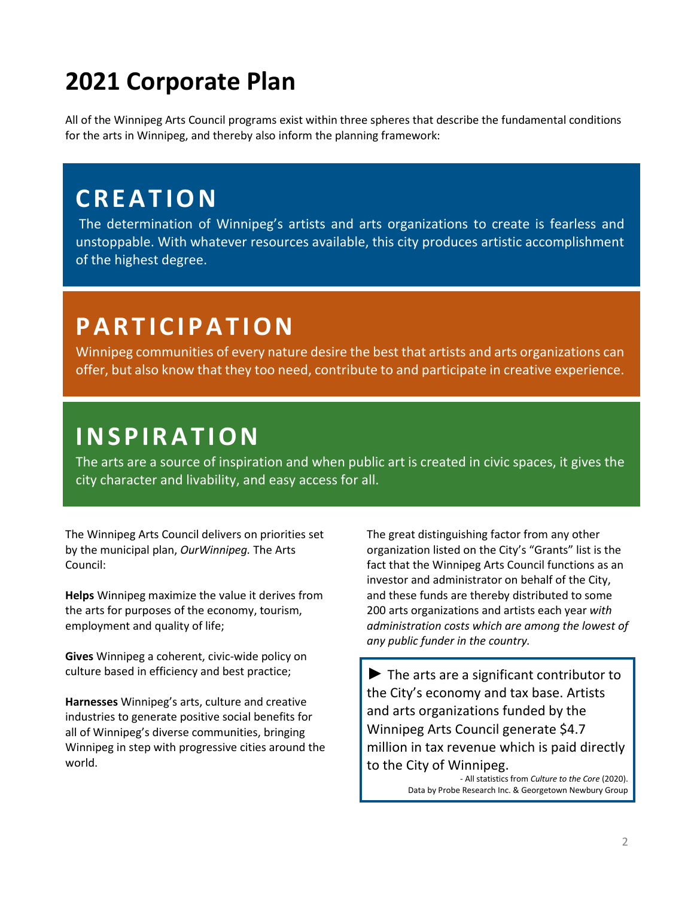# 2021 Corporate Plan

All of the Winnipeg Arts Council programs exist within three spheres that describe the fundamental conditions for the arts in Winnipeg, and thereby also inform the planning framework:

## CREATION

The determination of Winnipeg's artists and arts organizations to create is fearless and unstoppable. With whatever resources available, this city produces artistic accomplishment of the highest degree.

## PARTICIPATION

Winnipeg communities of every nature desire the best that artists and arts organizations can offer, but also know that they too need, contribute to and participate in creative experience.

## INSPIRATION

The arts are a source of inspiration and when public art is created in civic spaces, it gives the city character and livability, and easy access for all.

The Winnipeg Arts Council delivers on priorities set by the municipal plan, *OurWinnipeg.* The Arts Council:

**Helps** Winnipeg maximize the value it derives from the arts for purposes of the economy, tourism, employment and quality of life;

**Gives** Winnipeg a coherent, civic-wide policy on culture based in efficiency and best practice;

**Harnesses** Winnipeg's arts, culture and creative industries to generate positive social benefits for all of Winnipeg's diverse communities, bringing Winnipeg in step with progressive cities around the world.

The great distinguishing factor from any other organization listed on the City's "Grants" list is the fact that the Winnipeg Arts Council functions as an investor and administrator on behalf of the City, and these funds are thereby distributed to some 200 arts organizations and artists each year *with administration costs which are among the lowest of any public funder in the country.*

► The arts are a significant contributor to the City's economy and tax base. Artists and arts organizations funded by the Winnipeg Arts Council generate $4.7 million in tax revenue which is paid directly to the City of Winnipeg.

- All statistics from *Culture to the Core* (2020). Data by Probe Research Inc. & Georgetown Newbury Group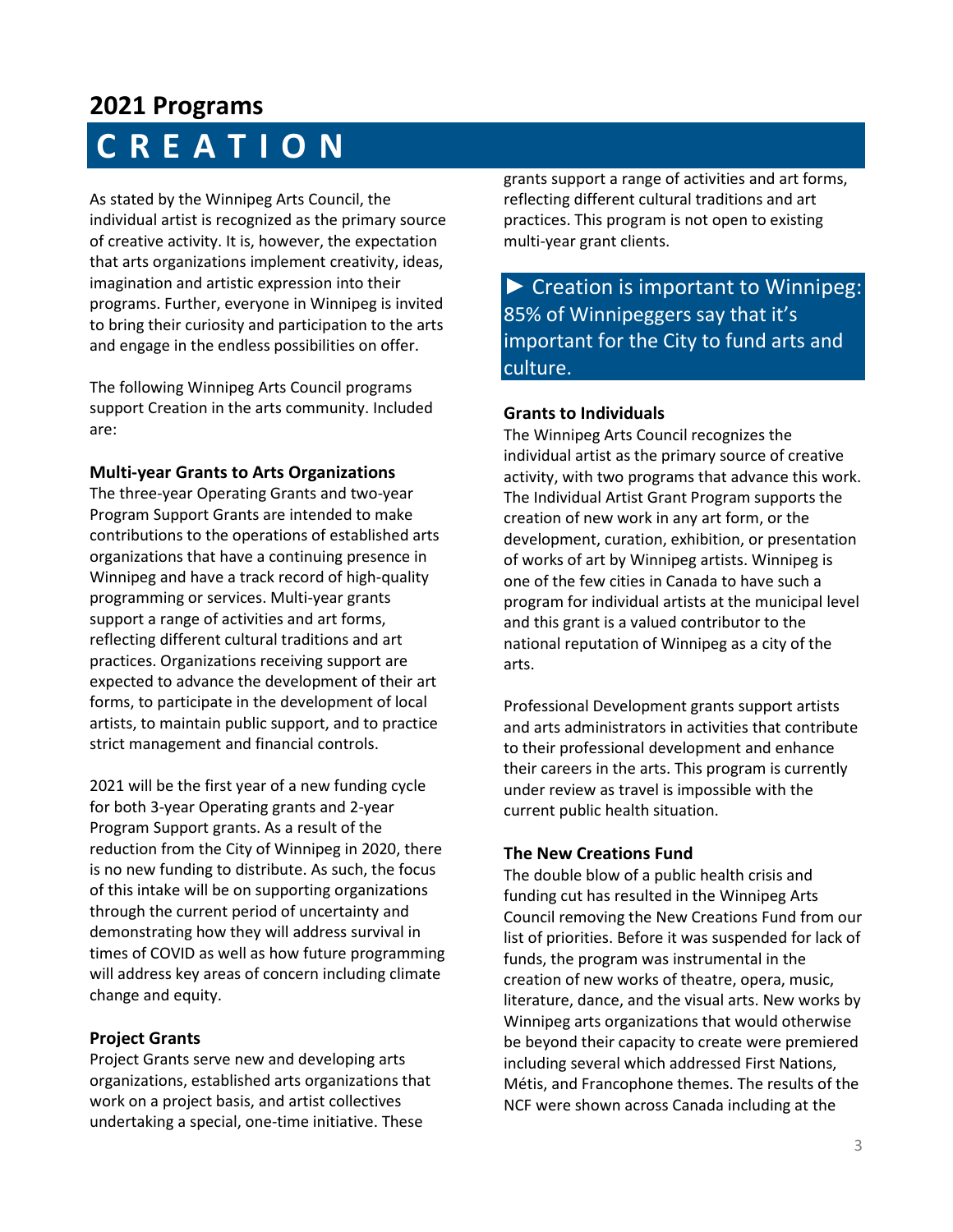## 2021 Programs

# CREATION

As stated by the Winnipeg Arts Council, the individual artist is recognized as the primary source of creative activity. It is, however, the expectation that arts organizations implement creativity, ideas, imagination and artistic expression into their programs. Further, everyone in Winnipeg is invited to bring their curiosity and participation to the arts and engage in the endless possibilities on offer.

The following Winnipeg Arts Council programs support Creation in the arts community. Included are:

**Multi-year Grants to Arts Organizations**
The three-year Operating Grants and two-year Program Support Grants are intended to make contributions to the operations of established arts organizations that have a continuing presence in Winnipeg and have a track record of high-quality programming or services. Multi-year grants support a range of activities and art forms, reflecting different cultural traditions and art practices. Organizations receiving support are expected to advance the development of their art forms, to participate in the development of local artists, to maintain public support, and to practice strict management and financial controls.

2021 will be the first year of a new funding cycle for both 3-year Operating grants and 2-year Program Support grants. As a result of the reduction from the City of Winnipeg in 2020, there is no new funding to distribute. As such, the focus of this intake will be on supporting organizations through the current period of uncertainty and demonstrating how they will address survival in times of COVID as well as how future programming will address key areas of concern including climate change and equity.

**Project Grants**
Project Grants serve new and developing arts organizations, established arts organizations that work on a project basis, and artist collectives undertaking a special, one-time initiative. These grants support a range of activities and art forms, reflecting different cultural traditions and art practices. This program is not open to existing multi-year grant clients.

► Creation is important to Winnipeg: 85% of Winnipeggers say that it's important for the City to fund arts and culture.

**Grants to Individuals**
The Winnipeg Arts Council recognizes the individual artist as the primary source of creative activity, with two programs that advance this work. The Individual Artist Grant Program supports the creation of new work in any art form, or the development, curation, exhibition, or presentation of works of art by Winnipeg artists. Winnipeg is one of the few cities in Canada to have such a program for individual artists at the municipal level and this grant is a valued contributor to the national reputation of Winnipeg as a city of the arts.

Professional Development grants support artists and arts administrators in activities that contribute to their professional development and enhance their careers in the arts. This program is currently under review as travel is impossible with the current public health situation.

**The New Creations Fund**
The double blow of a public health crisis and funding cut has resulted in the Winnipeg Arts Council removing the New Creations Fund from our list of priorities. Before it was suspended for lack of funds, the program was instrumental in the creation of new works of theatre, opera, music, literature, dance, and the visual arts. New works by Winnipeg arts organizations that would otherwise be beyond their capacity to create were premiered including several which addressed First Nations, Métis, and Francophone themes. The results of the NCF were shown across Canada including at the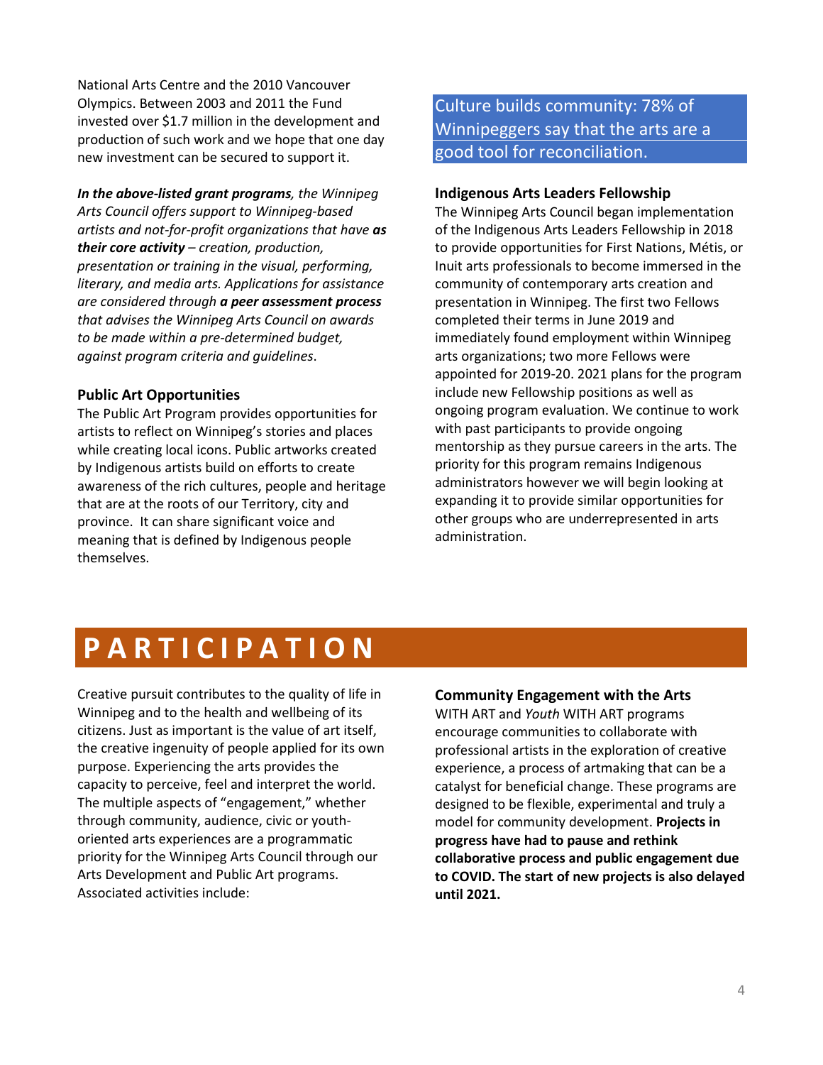National Arts Centre and the 2010 Vancouver Olympics. Between 2003 and 2011 the Fund invested over $1.7 million in the development and production of such work and we hope that one day new investment can be secured to support it.

***In the above-listed grant programs**, the Winnipeg Arts Council offers support to Winnipeg-based artists and not-for-profit organizations that have **as their core activity** – creation, production, presentation or training in the visual, performing, literary, and media arts. Applications for assistance are considered through **a peer assessment process** that advises the Winnipeg Arts Council on awards to be made within a pre-determined budget, against program criteria and guidelines*.

### Public Art Opportunities

The Public Art Program provides opportunities for artists to reflect on Winnipeg's stories and places while creating local icons. Public artworks created by Indigenous artists build on efforts to create awareness of the rich cultures, people and heritage that are at the roots of our Territory, city and province. It can share significant voice and meaning that is defined by Indigenous people themselves.

> Culture builds community: 78% of Winnipeggers say that the arts are a good tool for reconciliation.

### Indigenous Arts Leaders Fellowship

The Winnipeg Arts Council began implementation of the Indigenous Arts Leaders Fellowship in 2018 to provide opportunities for First Nations, Métis, or Inuit arts professionals to become immersed in the community of contemporary arts creation and presentation in Winnipeg. The first two Fellows completed their terms in June 2019 and immediately found employment within Winnipeg arts organizations; two more Fellows were appointed for 2019-20. 2021 plans for the program include new Fellowship positions as well as ongoing program evaluation. We continue to work with past participants to provide ongoing mentorship as they pursue careers in the arts. The priority for this program remains Indigenous administrators however we will begin looking at expanding it to provide similar opportunities for other groups who are underrepresented in arts administration.

# PARTICIPATION

Creative pursuit contributes to the quality of life in Winnipeg and to the health and wellbeing of its citizens. Just as important is the value of art itself, the creative ingenuity of people applied for its own purpose. Experiencing the arts provides the capacity to perceive, feel and interpret the world. The multiple aspects of "engagement," whether through community, audience, civic or youth-oriented arts experiences are a programmatic priority for the Winnipeg Arts Council through our Arts Development and Public Art programs. Associated activities include:

### Community Engagement with the Arts

WITH ART and *Youth* WITH ART programs encourage communities to collaborate with professional artists in the exploration of creative experience, a process of artmaking that can be a catalyst for beneficial change. These programs are designed to be flexible, experimental and truly a model for community development. **Projects in progress have had to pause and rethink collaborative process and public engagement due to COVID. The start of new projects is also delayed until 2021.**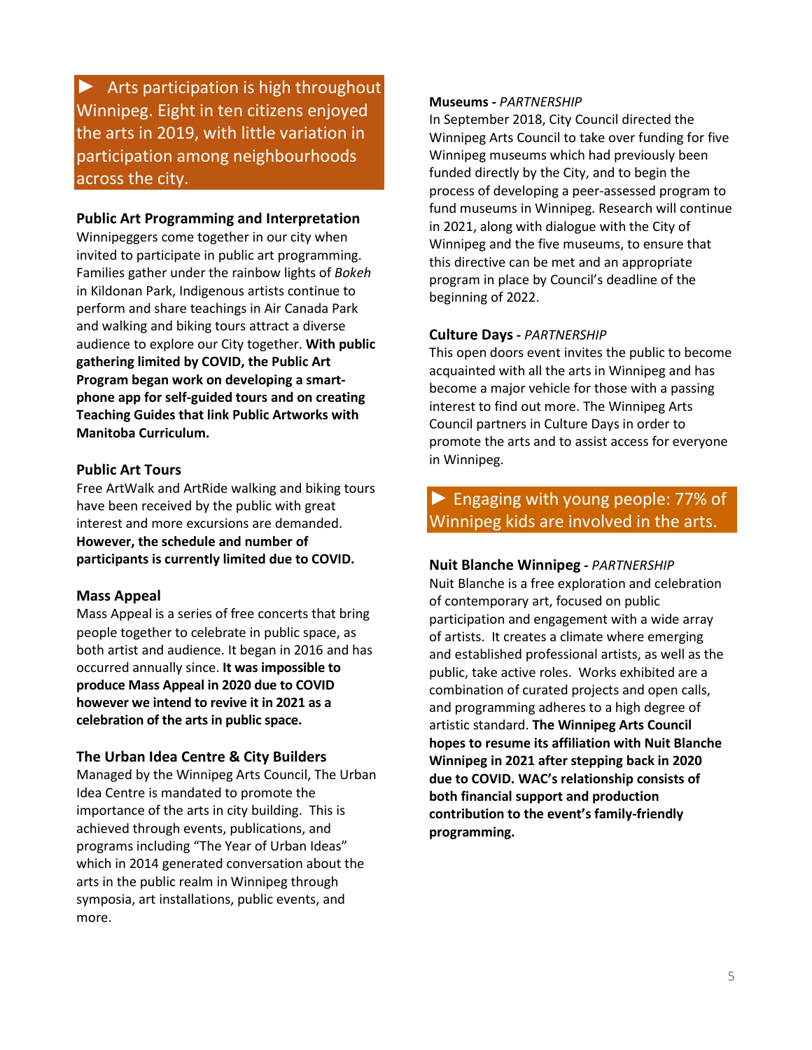► Arts participation is high throughout Winnipeg. Eight in ten citizens enjoyed the arts in 2019, with little variation in participation among neighbourhoods across the city.

### Public Art Programming and Interpretation

Winnipeggers come together in our city when invited to participate in public art programming. Families gather under the rainbow lights of *Bokeh* in Kildonan Park, Indigenous artists continue to perform and share teachings in Air Canada Park and walking and biking tours attract a diverse audience to explore our City together. **With public gathering limited by COVID, the Public Art Program began work on developing a smart-phone app for self-guided tours and on creating Teaching Guides that link Public Artworks with Manitoba Curriculum.**

### Public Art Tours

Free ArtWalk and ArtRide walking and biking tours have been received by the public with great interest and more excursions are demanded. **However, the schedule and number of participants is currently limited due to COVID.**

### Mass Appeal

Mass Appeal is a series of free concerts that bring people together to celebrate in public space, as both artist and audience. It began in 2016 and has occurred annually since. **It was impossible to produce Mass Appeal in 2020 due to COVID however we intend to revive it in 2021 as a celebration of the arts in public space.**

### The Urban Idea Centre & City Builders

Managed by the Winnipeg Arts Council, The Urban Idea Centre is mandated to promote the importance of the arts in city building. This is achieved through events, publications, and programs including "The Year of Urban Ideas" which in 2014 generated conversation about the arts in the public realm in Winnipeg through symposia, art installations, public events, and more.

### Museums - *PARTNERSHIP*

In September 2018, City Council directed the Winnipeg Arts Council to take over funding for five Winnipeg museums which had previously been funded directly by the City, and to begin the process of developing a peer-assessed program to fund museums in Winnipeg. Research will continue in 2021, along with dialogue with the City of Winnipeg and the five museums, to ensure that this directive can be met and an appropriate program in place by Council's deadline of the beginning of 2022.

### Culture Days - *PARTNERSHIP*

This open doors event invites the public to become acquainted with all the arts in Winnipeg and has become a major vehicle for those with a passing interest to find out more. The Winnipeg Arts Council partners in Culture Days in order to promote the arts and to assist access for everyone in Winnipeg.

► Engaging with young people: 77% of Winnipeg kids are involved in the arts.

### Nuit Blanche Winnipeg - *PARTNERSHIP*

Nuit Blanche is a free exploration and celebration of contemporary art, focused on public participation and engagement with a wide array of artists. It creates a climate where emerging and established professional artists, as well as the public, take active roles. Works exhibited are a combination of curated projects and open calls, and programming adheres to a high degree of artistic standard. **The Winnipeg Arts Council hopes to resume its affiliation with Nuit Blanche Winnipeg in 2021 after stepping back in 2020 due to COVID. WAC's relationship consists of both financial support and production contribution to the event's family-friendly programming.**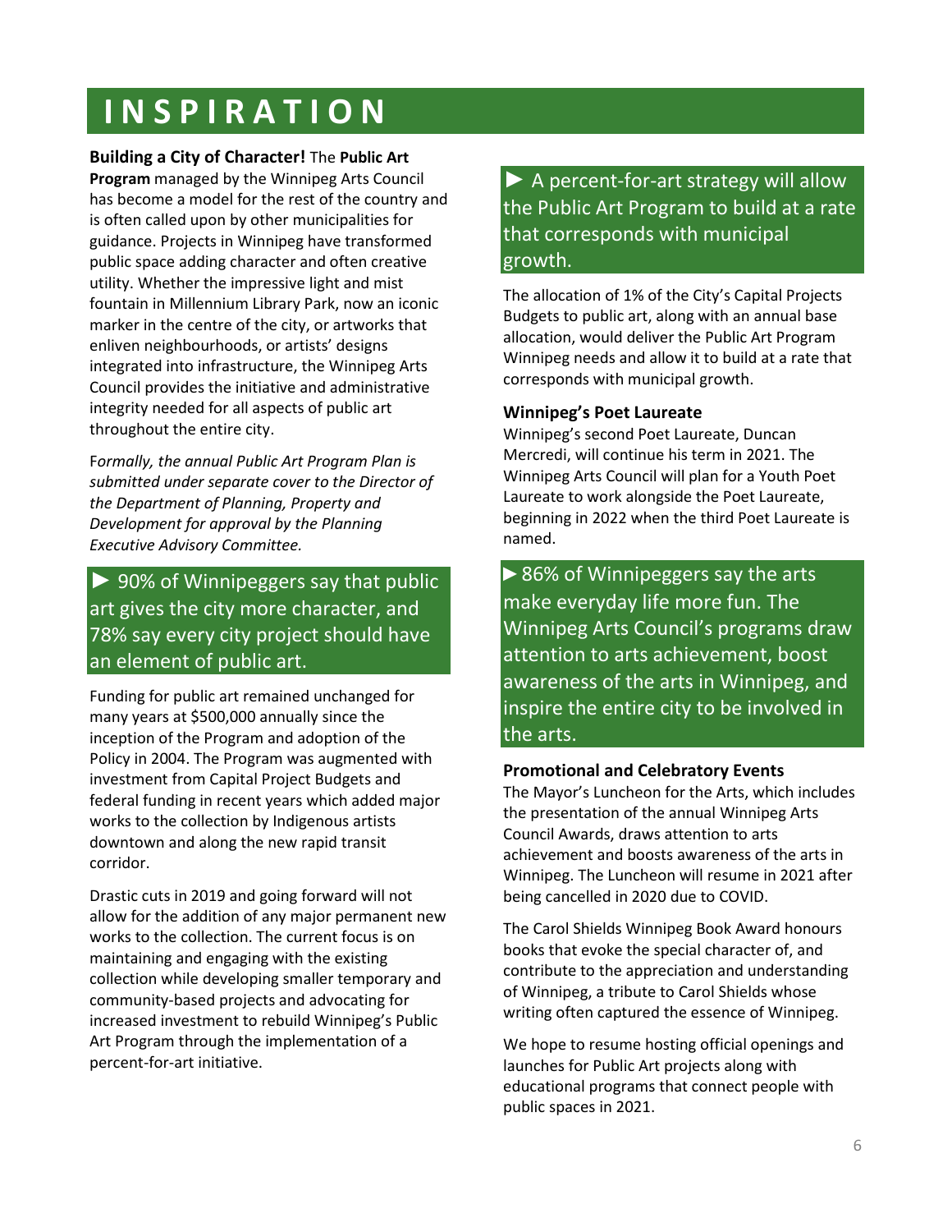# INSPIRATION

**Building a City of Character!** The **Public Art Program** managed by the Winnipeg Arts Council has become a model for the rest of the country and is often called upon by other municipalities for guidance. Projects in Winnipeg have transformed public space adding character and often creative utility. Whether the impressive light and mist fountain in Millennium Library Park, now an iconic marker in the centre of the city, or artworks that enliven neighbourhoods, or artists' designs integrated into infrastructure, the Winnipeg Arts Council provides the initiative and administrative integrity needed for all aspects of public art throughout the entire city.

F*ormally, the annual Public Art Program Plan is submitted under separate cover to the Director of the Department of Planning, Property and Development for approval by the Planning Executive Advisory Committee.*

► 90% of Winnipeggers say that public art gives the city more character, and 78% say every city project should have an element of public art.

Funding for public art remained unchanged for many years at $500,000 annually since the inception of the Program and adoption of the Policy in 2004. The Program was augmented with investment from Capital Project Budgets and federal funding in recent years which added major works to the collection by Indigenous artists downtown and along the new rapid transit corridor.

Drastic cuts in 2019 and going forward will not allow for the addition of any major permanent new works to the collection. The current focus is on maintaining and engaging with the existing collection while developing smaller temporary and community-based projects and advocating for increased investment to rebuild Winnipeg's Public Art Program through the implementation of a percent-for-art initiative.

► A percent-for-art strategy will allow the Public Art Program to build at a rate that corresponds with municipal growth.

The allocation of 1% of the City's Capital Projects Budgets to public art, along with an annual base allocation, would deliver the Public Art Program Winnipeg needs and allow it to build at a rate that corresponds with municipal growth.

### Winnipeg's Poet Laureate

Winnipeg's second Poet Laureate, Duncan Mercredi, will continue his term in 2021. The Winnipeg Arts Council will plan for a Youth Poet Laureate to work alongside the Poet Laureate, beginning in 2022 when the third Poet Laureate is named.

► 86% of Winnipeggers say the arts make everyday life more fun. The Winnipeg Arts Council's programs draw attention to arts achievement, boost awareness of the arts in Winnipeg, and inspire the entire city to be involved in the arts.

### Promotional and Celebratory Events

The Mayor's Luncheon for the Arts, which includes the presentation of the annual Winnipeg Arts Council Awards, draws attention to arts achievement and boosts awareness of the arts in Winnipeg. The Luncheon will resume in 2021 after being cancelled in 2020 due to COVID.

The Carol Shields Winnipeg Book Award honours books that evoke the special character of, and contribute to the appreciation and understanding of Winnipeg, a tribute to Carol Shields whose writing often captured the essence of Winnipeg.

We hope to resume hosting official openings and launches for Public Art projects along with educational programs that connect people with public spaces in 2021.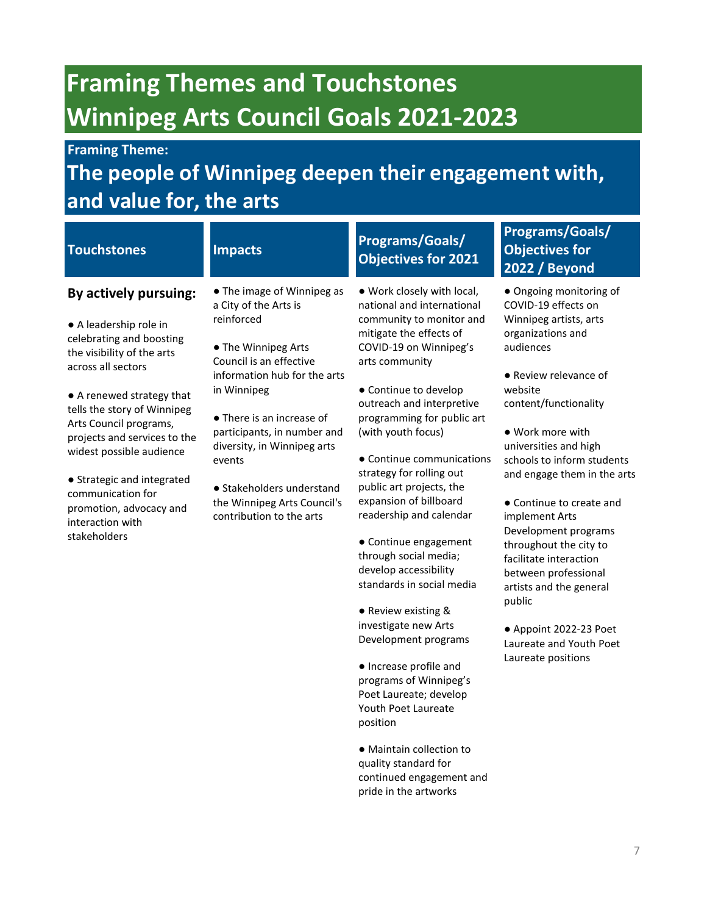# Framing Themes and Touchstones Winnipeg Arts Council Goals 2021-2023

## Framing Theme:

## The people of Winnipeg deepen their engagement with, and value for, the arts

| Touchstones | Impacts | Programs/Goals/ Objectives for 2021 | Programs/Goals/ Objectives for 2022 / Beyond |
|---|---|---|---|
| **By actively pursuing:**<br><br>● A leadership role in celebrating and boosting the visibility of the arts across all sectors<br><br>● A renewed strategy that tells the story of Winnipeg Arts Council programs, projects and services to the widest possible audience<br><br>● Strategic and integrated communication for promotion, advocacy and interaction with stakeholders | ● The image of Winnipeg as a City of the Arts is reinforced<br><br>● The Winnipeg Arts Council is an effective information hub for the arts in Winnipeg<br><br>● There is an increase of participants, in number and diversity, in Winnipeg arts events<br><br>● Stakeholders understand the Winnipeg Arts Council's contribution to the arts | ● Work closely with local, national and international community to monitor and mitigate the effects of COVID-19 on Winnipeg's arts community<br><br>● Continue to develop outreach and interpretive programming for public art (with youth focus)<br><br>● Continue communications strategy for rolling out public art projects, the expansion of billboard readership and calendar<br><br>● Continue engagement through social media; develop accessibility standards in social media<br><br>● Review existing & investigate new Arts Development programs<br><br>● Increase profile and programs of Winnipeg's Poet Laureate; develop Youth Poet Laureate position<br><br>● Maintain collection to quality standard for continued engagement and pride in the artworks | ● Ongoing monitoring of COVID-19 effects on Winnipeg artists, arts organizations and audiences<br><br>● Review relevance of website content/functionality<br><br>● Work more with universities and high schools to inform students and engage them in the arts<br><br>● Continue to create and implement Arts Development programs throughout the city to facilitate interaction between professional artists and the general public<br><br>● Appoint 2022-23 Poet Laureate and Youth Poet Laureate positions |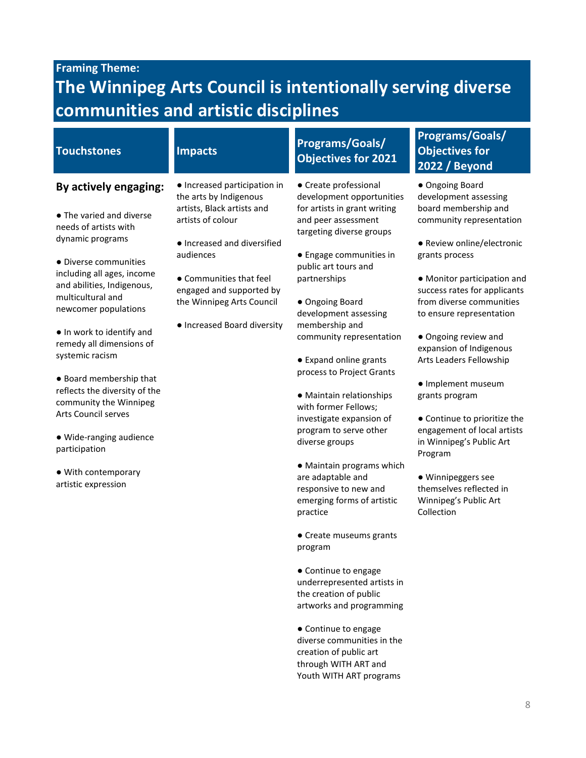**Framing Theme:**

# The Winnipeg Arts Council is intentionally serving diverse communities and artistic disciplines

| Touchstones | Impacts | Programs/Goals/ Objectives for 2021 | Programs/Goals/ Objectives for 2022 / Beyond |
|---|---|---|---|
| **By actively engaging:**<br><br>● The varied and diverse needs of artists with dynamic programs<br><br>● Diverse communities including all ages, income and abilities, Indigenous, multicultural and newcomer populations<br><br>● In work to identify and remedy all dimensions of systemic racism<br><br>● Board membership that reflects the diversity of the community the Winnipeg Arts Council serves<br><br>● Wide-ranging audience participation<br><br>● With contemporary artistic expression | ● Increased participation in the arts by Indigenous artists, Black artists and artists of colour<br><br>● Increased and diversified audiences<br><br>● Communities that feel engaged and supported by the Winnipeg Arts Council<br><br>● Increased Board diversity | ● Create professional development opportunities for artists in grant writing and peer assessment targeting diverse groups<br><br>● Engage communities in public art tours and partnerships<br><br>● Ongoing Board development assessing membership and community representation<br><br>● Expand online grants process to Project Grants<br><br>● Maintain relationships with former Fellows; investigate expansion of program to serve other diverse groups<br><br>● Maintain programs which are adaptable and responsive to new and emerging forms of artistic practice<br><br>● Create museums grants program<br><br>● Continue to engage underrepresented artists in the creation of public artworks and programming<br><br>● Continue to engage diverse communities in the creation of public art through WITH ART and Youth WITH ART programs | ● Ongoing Board development assessing board membership and community representation<br><br>● Review online/electronic grants process<br><br>● Monitor participation and success rates for applicants from diverse communities to ensure representation<br><br>● Ongoing review and expansion of Indigenous Arts Leaders Fellowship<br><br>● Implement museum grants program<br><br>● Continue to prioritize the engagement of local artists in Winnipeg's Public Art Program<br><br>● Winnipeggers see themselves reflected in Winnipeg's Public Art Collection |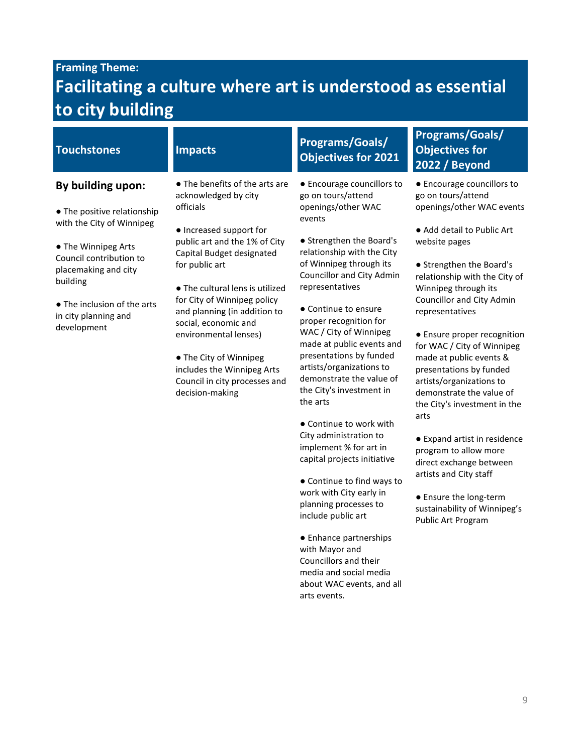**Framing Theme:**

# Facilitating a culture where art is understood as essential to city building

| Touchstones | Impacts | Programs/Goals/ Objectives for 2021 | Programs/Goals/ Objectives for 2022 / Beyond |
|---|---|---|---|
| **By building upon:**<br><br>● The positive relationship with the City of Winnipeg<br><br>● The Winnipeg Arts Council contribution to placemaking and city building<br><br>● The inclusion of the arts in city planning and development | ● The benefits of the arts are acknowledged by city officials<br><br>● Increased support for public art and the 1% of City Capital Budget designated for public art<br><br>● The cultural lens is utilized for City of Winnipeg policy and planning (in addition to social, economic and environmental lenses)<br><br>● The City of Winnipeg includes the Winnipeg Arts Council in city processes and decision-making | ● Encourage councillors to go on tours/attend openings/other WAC events<br><br>● Strengthen the Board's relationship with the City of Winnipeg through its Councillor and City Admin representatives<br><br>● Continue to ensure proper recognition for WAC / City of Winnipeg made at public events and presentations by funded artists/organizations to demonstrate the value of the City's investment in the arts<br><br>● Continue to work with City administration to implement % for art in capital projects initiative<br><br>● Continue to find ways to work with City early in planning processes to include public art<br><br>● Enhance partnerships with Mayor and Councillors and their media and social media about WAC events, and all arts events. | ● Encourage councillors to go on tours/attend openings/other WAC events<br><br>● Add detail to Public Art website pages<br><br>● Strengthen the Board's relationship with the City of Winnipeg through its Councillor and City Admin representatives<br><br>● Ensure proper recognition for WAC / City of Winnipeg made at public events & presentations by funded artists/organizations to demonstrate the value of the City's investment in the arts<br><br>● Expand artist in residence program to allow more direct exchange between artists and City staff<br><br>● Ensure the long-term sustainability of Winnipeg's Public Art Program |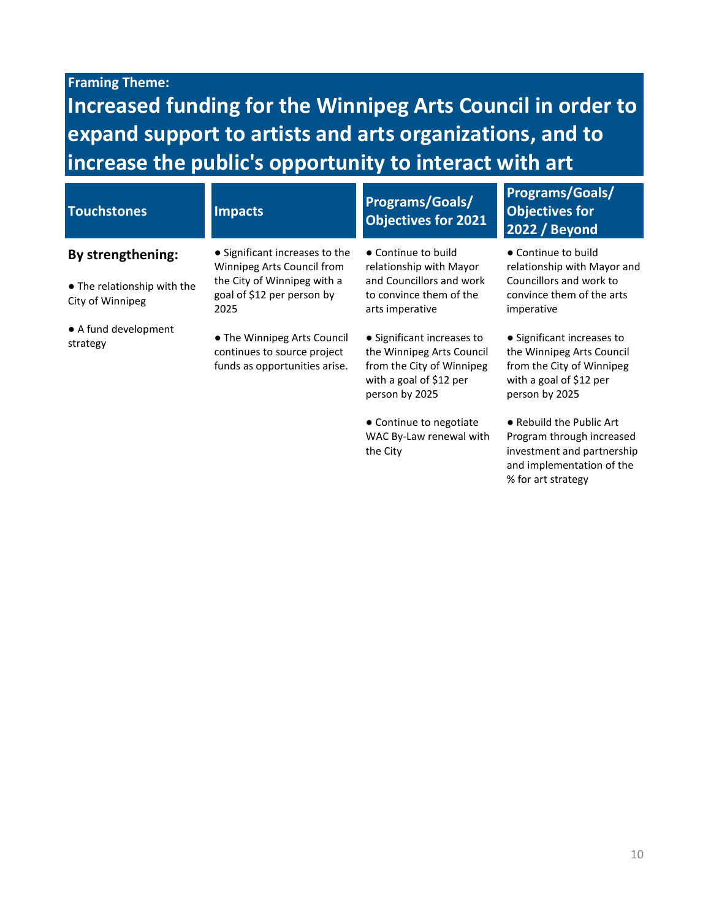**Framing Theme:**

## Increased funding for the Winnipeg Arts Council in order to expand support to artists and arts organizations, and to increase the public's opportunity to interact with art

| Touchstones | Impacts | Programs/Goals/ Objectives for 2021 | Programs/Goals/ Objectives for 2022 / Beyond |
|---|---|---|---|
| **By strengthening:**<br><br>● The relationship with the City of Winnipeg<br><br>● A fund development strategy | ● Significant increases to the Winnipeg Arts Council from the City of Winnipeg with a goal of $12 per person by 2025<br><br>● The Winnipeg Arts Council continues to source project funds as opportunities arise. | ● Continue to build relationship with Mayor and Councillors and work to convince them of the arts imperative<br><br>● Significant increases to the Winnipeg Arts Council from the City of Winnipeg with a goal of $12 per person by 2025<br><br>● Continue to negotiate WAC By-Law renewal with the City | ● Continue to build relationship with Mayor and Councillors and work to convince them of the arts imperative<br><br>● Significant increases to the Winnipeg Arts Council from the City of Winnipeg with a goal of $12 per person by 2025<br><br>● Rebuild the Public Art Program through increased investment and partnership and implementation of the % for art strategy |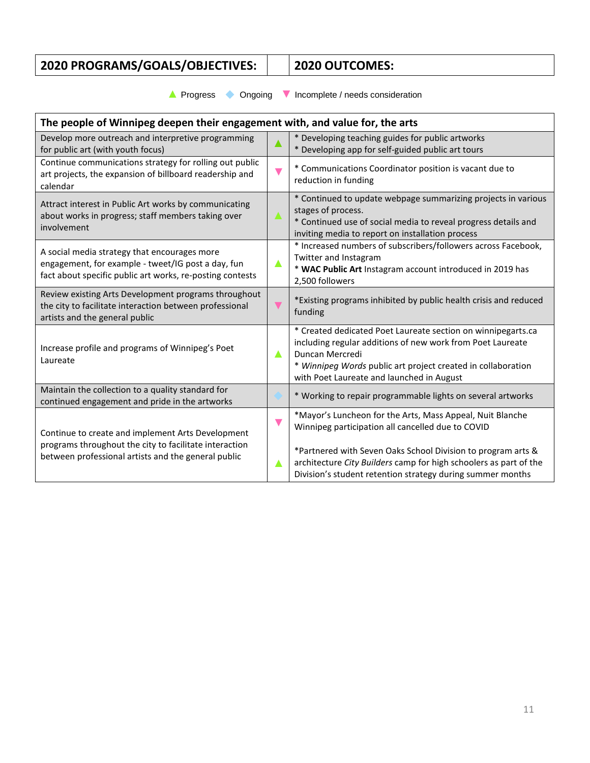| 2020 PROGRAMS/GOALS/OBJECTIVES: | | 2020 OUTCOMES: |
|---|---|---|

▲ Progress ◆ Ongoing ▼ Incomplete / needs consideration

| **The people of Winnipeg deepen their engagement with, and value for, the arts** | | |
|---|---|---|
| Develop more outreach and interpretive programming for public art (with youth focus) | ▲ | * Developing teaching guides for public artworks<br>* Developing app for self-guided public art tours |
| Continue communications strategy for rolling out public art projects, the expansion of billboard readership and calendar | ▼ | * Communications Coordinator position is vacant due to reduction in funding |
| Attract interest in Public Art works by communicating about works in progress; staff members taking over involvement | ▲ | * Continued to update webpage summarizing projects in various stages of process.<br>* Continued use of social media to reveal progress details and inviting media to report on installation process |
| A social media strategy that encourages more engagement, for example - tweet/IG post a day, fun fact about specific public art works, re-posting contests | ▲ | * Increased numbers of subscribers/followers across Facebook, Twitter and Instagram<br>* **WAC Public Art** Instagram account introduced in 2019 has 2,500 followers |
| Review existing Arts Development programs throughout the city to facilitate interaction between professional artists and the general public | ▼ | *Existing programs inhibited by public health crisis and reduced funding |
| Increase profile and programs of Winnipeg's Poet Laureate | ▲ | * Created dedicated Poet Laureate section on winnipegarts.ca including regular additions of new work from Poet Laureate Duncan Mercredi<br>* *Winnipeg Words* public art project created in collaboration with Poet Laureate and launched in August |
| Maintain the collection to a quality standard for continued engagement and pride in the artworks | ◆ | * Working to repair programmable lights on several artworks |
| Continue to create and implement Arts Development programs throughout the city to facilitate interaction between professional artists and the general public | ▼ | *Mayor's Luncheon for the Arts, Mass Appeal, Nuit Blanche Winnipeg participation all cancelled due to COVID |
| | ▲ | *Partnered with Seven Oaks School Division to program arts & architecture *City Builders* camp for high schoolers as part of the Division's student retention strategy during summer months |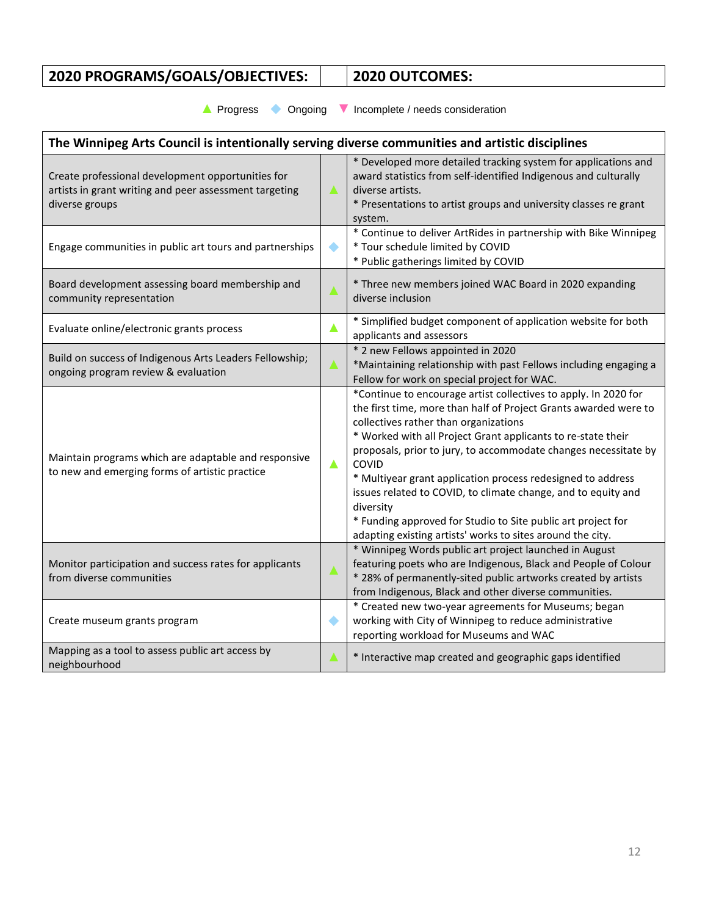| 2020 PROGRAMS/GOALS/OBJECTIVES: | | 2020 OUTCOMES: |
|---|---|---|

▲ Progress ◆ Ongoing ▼ Incomplete / needs consideration

| The Winnipeg Arts Council is intentionally serving diverse communities and artistic disciplines | | |
|---|---|---|
| Create professional development opportunities for artists in grant writing and peer assessment targeting diverse groups | ▲ | * Developed more detailed tracking system for applications and award statistics from self-identified Indigenous and culturally diverse artists.<br>* Presentations to artist groups and university classes re grant system. |
| Engage communities in public art tours and partnerships | ◆ | * Continue to deliver ArtRides in partnership with Bike Winnipeg<br>* Tour schedule limited by COVID<br>* Public gatherings limited by COVID |
| Board development assessing board membership and community representation | ▲ | * Three new members joined WAC Board in 2020 expanding diverse inclusion |
| Evaluate online/electronic grants process | ▲ | * Simplified budget component of application website for both applicants and assessors |
| Build on success of Indigenous Arts Leaders Fellowship; ongoing program review & evaluation | ▲ | * 2 new Fellows appointed in 2020<br>*Maintaining relationship with past Fellows including engaging a Fellow for work on special project for WAC. |
| Maintain programs which are adaptable and responsive to new and emerging forms of artistic practice | ▲ | *Continue to encourage artist collectives to apply. In 2020 for the first time, more than half of Project Grants awarded were to collectives rather than organizations<br>* Worked with all Project Grant applicants to re-state their proposals, prior to jury, to accommodate changes necessitate by COVID<br>* Multiyear grant application process redesigned to address issues related to COVID, to climate change, and to equity and diversity<br>* Funding approved for Studio to Site public art project for adapting existing artists' works to sites around the city. |
| Monitor participation and success rates for applicants from diverse communities | ▲ | * Winnipeg Words public art project launched in August featuring poets who are Indigenous, Black and People of Colour<br>* 28% of permanently-sited public artworks created by artists from Indigenous, Black and other diverse communities. |
| Create museum grants program | ◆ | * Created new two-year agreements for Museums; began working with City of Winnipeg to reduce administrative reporting workload for Museums and WAC |
| Mapping as a tool to assess public art access by neighbourhood | ▲ | * Interactive map created and geographic gaps identified |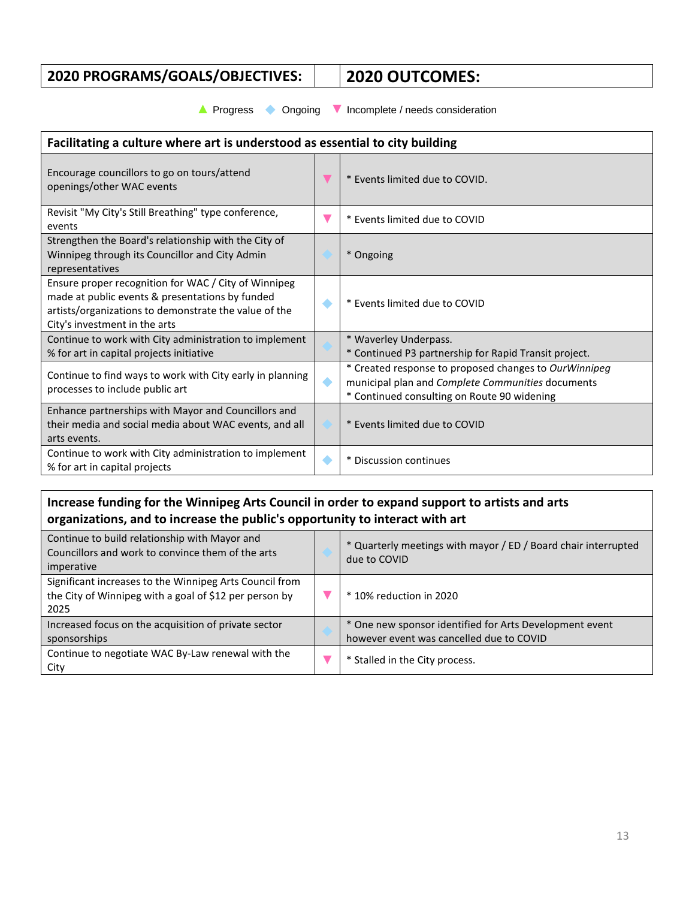| 2020 PROGRAMS/GOALS/OBJECTIVES: | | 2020 OUTCOMES: |
|---|---|---|

▲ Progress ◆ Ongoing ▼ Incomplete / needs consideration

| **Facilitating a culture where art is understood as essential to city building** | | |
|---|---|---|
| Encourage councillors to go on tours/attend openings/other WAC events | ▼ | * Events limited due to COVID. |
| Revisit "My City's Still Breathing" type conference, events | ▼ | * Events limited due to COVID |
| Strengthen the Board's relationship with the City of Winnipeg through its Councillor and City Admin representatives | ◆ | * Ongoing |
| Ensure proper recognition for WAC / City of Winnipeg made at public events & presentations by funded artists/organizations to demonstrate the value of the City's investment in the arts | ◆ | * Events limited due to COVID |
| Continue to work with City administration to implement % for art in capital projects initiative | ◆ | * Waverley Underpass.<br>* Continued P3 partnership for Rapid Transit project. |
| Continue to find ways to work with City early in planning processes to include public art | ◆ | * Created response to proposed changes to *OurWinnipeg* municipal plan and *Complete Communities* documents<br>* Continued consulting on Route 90 widening |
| Enhance partnerships with Mayor and Councillors and their media and social media about WAC events, and all arts events. | ◆ | * Events limited due to COVID |
| Continue to work with City administration to implement % for art in capital projects | ◆ | * Discussion continues |

| **Increase funding for the Winnipeg Arts Council in order to expand support to artists and arts organizations, and to increase the public's opportunity to interact with art** | | |
|---|---|---|
| Continue to build relationship with Mayor and Councillors and work to convince them of the arts imperative | ◆ | * Quarterly meetings with mayor / ED / Board chair interrupted due to COVID |
| Significant increases to the Winnipeg Arts Council from the City of Winnipeg with a goal of $12 per person by 2025 | ▼ | * 10% reduction in 2020 |
| Increased focus on the acquisition of private sector sponsorships | ◆ | * One new sponsor identified for Arts Development event however event was cancelled due to COVID |
| Continue to negotiate WAC By-Law renewal with the City | ▼ | * Stalled in the City process. |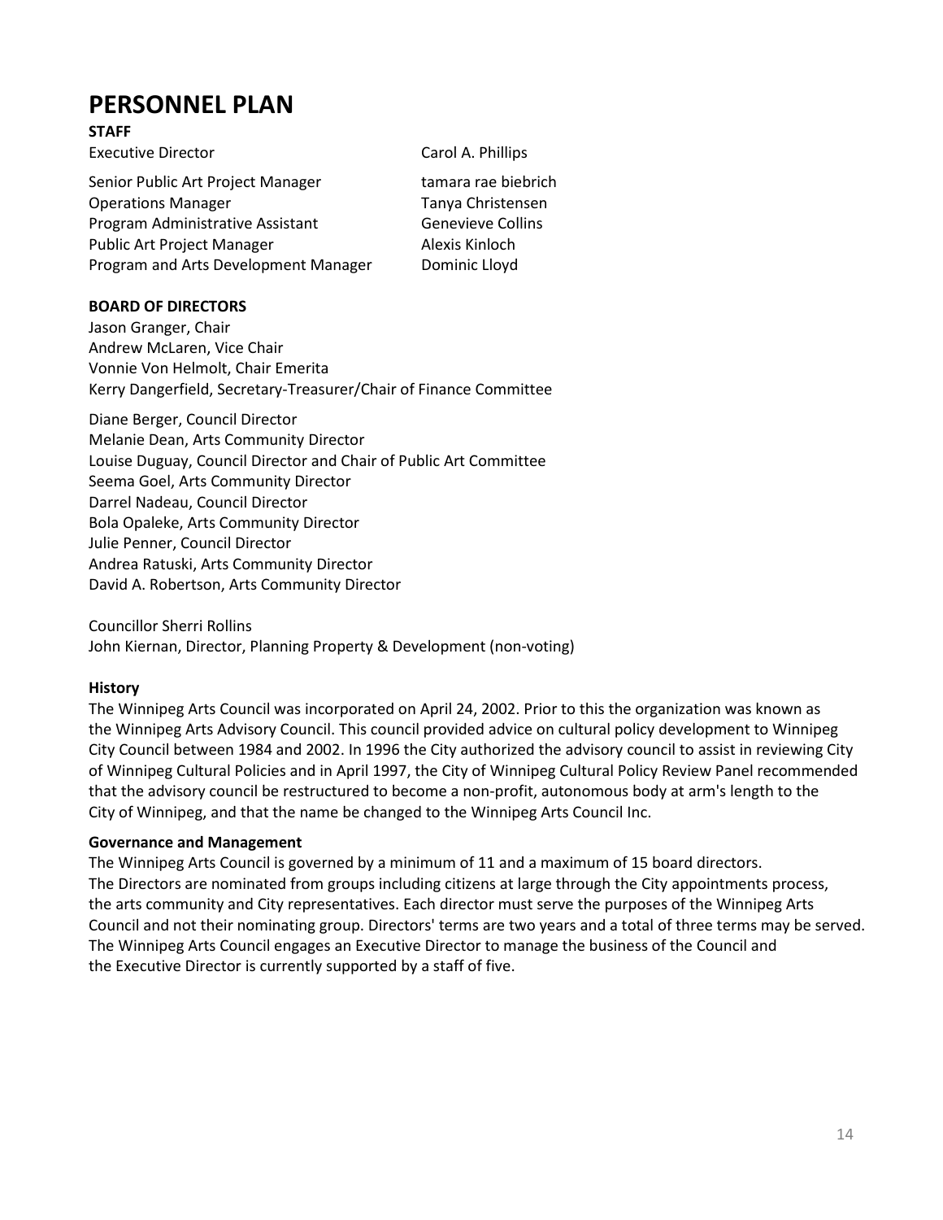# PERSONNEL PLAN

**STAFF**

| | |
|---|---|
| Executive Director | Carol A. Phillips |
| Senior Public Art Project Manager | tamara rae biebrich |
| Operations Manager | Tanya Christensen |
| Program Administrative Assistant | Genevieve Collins |
| Public Art Project Manager | Alexis Kinloch |
| Program and Arts Development Manager | Dominic Lloyd |

**BOARD OF DIRECTORS**

Jason Granger, Chair
Andrew McLaren, Vice Chair
Vonnie Von Helmolt, Chair Emerita
Kerry Dangerfield, Secretary-Treasurer/Chair of Finance Committee

Diane Berger, Council Director
Melanie Dean, Arts Community Director
Louise Duguay, Council Director and Chair of Public Art Committee
Seema Goel, Arts Community Director
Darrel Nadeau, Council Director
Bola Opaleke, Arts Community Director
Julie Penner, Council Director
Andrea Ratuski, Arts Community Director
David A. Robertson, Arts Community Director

Councillor Sherri Rollins
John Kiernan, Director, Planning Property & Development (non-voting)

**History**

The Winnipeg Arts Council was incorporated on April 24, 2002. Prior to this the organization was known as the Winnipeg Arts Advisory Council. This council provided advice on cultural policy development to Winnipeg City Council between 1984 and 2002. In 1996 the City authorized the advisory council to assist in reviewing City of Winnipeg Cultural Policies and in April 1997, the City of Winnipeg Cultural Policy Review Panel recommended that the advisory council be restructured to become a non-profit, autonomous body at arm's length to the City of Winnipeg, and that the name be changed to the Winnipeg Arts Council Inc.

**Governance and Management**

The Winnipeg Arts Council is governed by a minimum of 11 and a maximum of 15 board directors. The Directors are nominated from groups including citizens at large through the City appointments process, the arts community and City representatives. Each director must serve the purposes of the Winnipeg Arts Council and not their nominating group. Directors' terms are two years and a total of three terms may be served. The Winnipeg Arts Council engages an Executive Director to manage the business of the Council and the Executive Director is currently supported by a staff of five.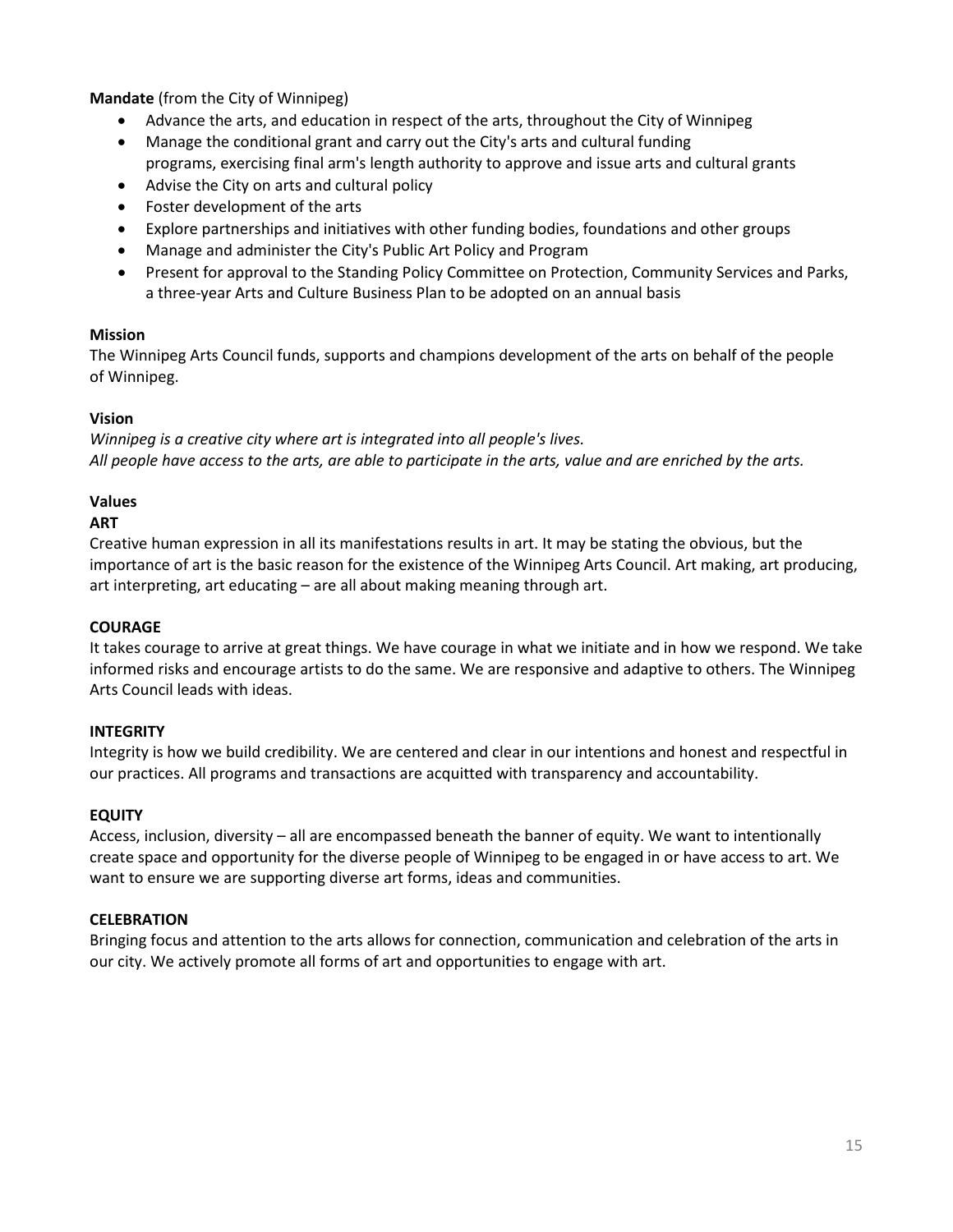**Mandate** (from the City of Winnipeg)

- Advance the arts, and education in respect of the arts, throughout the City of Winnipeg
- Manage the conditional grant and carry out the City's arts and cultural funding programs, exercising final arm's length authority to approve and issue arts and cultural grants
- Advise the City on arts and cultural policy
- Foster development of the arts
- Explore partnerships and initiatives with other funding bodies, foundations and other groups
- Manage and administer the City's Public Art Policy and Program
- Present for approval to the Standing Policy Committee on Protection, Community Services and Parks, a three-year Arts and Culture Business Plan to be adopted on an annual basis

**Mission**

The Winnipeg Arts Council funds, supports and champions development of the arts on behalf of the people of Winnipeg.

**Vision**

*Winnipeg is a creative city where art is integrated into all people's lives.*
*All people have access to the arts, are able to participate in the arts, value and are enriched by the arts.*

**Values**

**ART**

Creative human expression in all its manifestations results in art. It may be stating the obvious, but the importance of art is the basic reason for the existence of the Winnipeg Arts Council. Art making, art producing, art interpreting, art educating – are all about making meaning through art.

**COURAGE**

It takes courage to arrive at great things. We have courage in what we initiate and in how we respond. We take informed risks and encourage artists to do the same. We are responsive and adaptive to others. The Winnipeg Arts Council leads with ideas.

**INTEGRITY**

Integrity is how we build credibility. We are centered and clear in our intentions and honest and respectful in our practices. All programs and transactions are acquitted with transparency and accountability.

**EQUITY**

Access, inclusion, diversity – all are encompassed beneath the banner of equity. We want to intentionally create space and opportunity for the diverse people of Winnipeg to be engaged in or have access to art. We want to ensure we are supporting diverse art forms, ideas and communities.

**CELEBRATION**

Bringing focus and attention to the arts allows for connection, communication and celebration of the arts in our city. We actively promote all forms of art and opportunities to engage with art.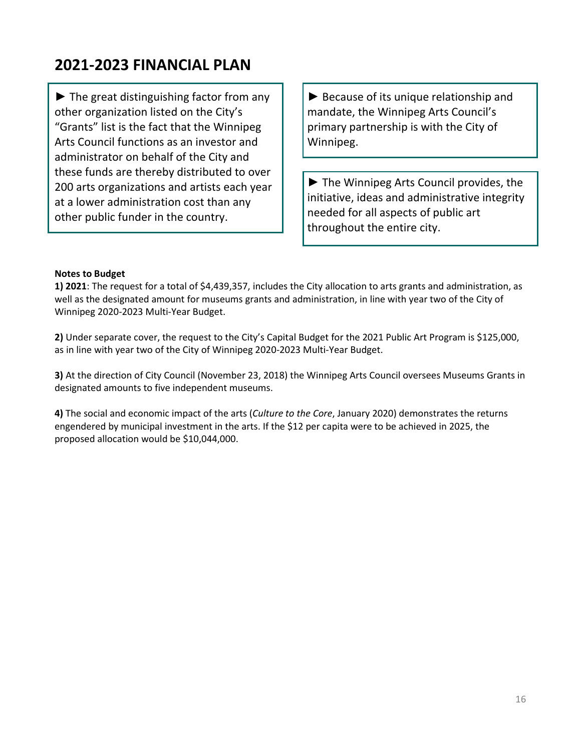## 2021-2023 FINANCIAL PLAN

► The great distinguishing factor from any other organization listed on the City's "Grants" list is the fact that the Winnipeg Arts Council functions as an investor and administrator on behalf of the City and these funds are thereby distributed to over 200 arts organizations and artists each year at a lower administration cost than any other public funder in the country.

► Because of its unique relationship and mandate, the Winnipeg Arts Council's primary partnership is with the City of Winnipeg.

► The Winnipeg Arts Council provides, the initiative, ideas and administrative integrity needed for all aspects of public art throughout the entire city.

**Notes to Budget**

**1) 2021**: The request for a total of $4,439,357, includes the City allocation to arts grants and administration, as well as the designated amount for museums grants and administration, in line with year two of the City of Winnipeg 2020-2023 Multi-Year Budget.

**2)** Under separate cover, the request to the City's Capital Budget for the 2021 Public Art Program is $125,000, as in line with year two of the City of Winnipeg 2020-2023 Multi-Year Budget.

**3)** At the direction of City Council (November 23, 2018) the Winnipeg Arts Council oversees Museums Grants in designated amounts to five independent museums.

**4)** The social and economic impact of the arts (*Culture to the Core*, January 2020) demonstrates the returns engendered by municipal investment in the arts. If the $12 per capita were to be achieved in 2025, the proposed allocation would be $10,044,000.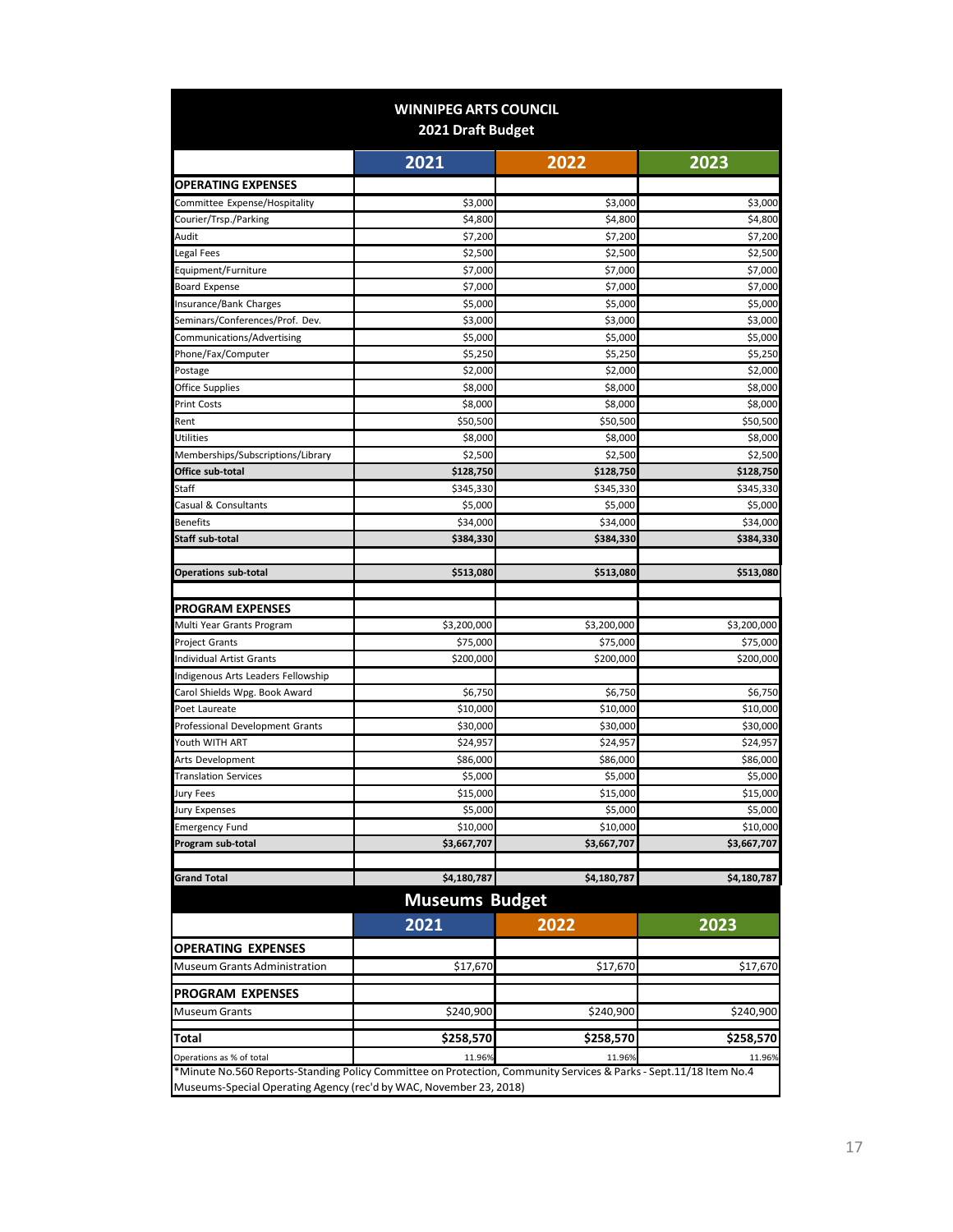# WINNIPEG ARTS COUNCIL
## 2021 Draft Budget

| | 2021 | 2022 | 2023 |
|---|---|---|---|
| **OPERATING EXPENSES** | | | |
| Committee Expense/Hospitality | $3,000 | $3,000 | $3,000 |
| Courier/Trsp./Parking | $4,800 | $4,800 | $4,800 |
| Audit | $7,200 | $7,200 | $7,200 |
| Legal Fees | $2,500 | $2,500 | $2,500 |
| Equipment/Furniture | $7,000 | $7,000 | $7,000 |
| Board Expense | $7,000 | $7,000 | $7,000 |
| Insurance/Bank Charges | $5,000 | $5,000 | $5,000 |
| Seminars/Conferences/Prof. Dev. | $3,000 | $3,000 | $3,000 |
| Communications/Advertising | $5,000 | $5,000 | $5,000 |
| Phone/Fax/Computer | $5,250 | $5,250 | $5,250 |
| Postage | $2,000 | $2,000 | $2,000 |
| Office Supplies | $8,000 | $8,000 | $8,000 |
| Print Costs | $8,000 | $8,000 | $8,000 |
| Rent | $50,500 | $50,500 | $50,500 |
| Utilities | $8,000 | $8,000 | $8,000 |
| Memberships/Subscriptions/Library | $2,500 | $2,500 | $2,500 |
| **Office sub-total** | **$128,750** | **$128,750** | **$128,750** |
| Staff | $345,330 | $345,330 | $345,330 |
| Casual & Consultants | $5,000 | $5,000 | $5,000 |
| Benefits | $34,000 | $34,000 | $34,000 |
| **Staff sub-total** | **$384,330** | **$384,330** | **$384,330** |
| | | | |
| **Operations sub-total** | **$513,080** | **$513,080** | **$513,080** |
| | | | |
| **PROGRAM EXPENSES** | | | |
| Multi Year Grants Program | $3,200,000 | $3,200,000 | $3,200,000 |
| Project Grants | $75,000 | $75,000 | $75,000 |
| Individual Artist Grants | $200,000 | $200,000 | $200,000 |
| Indigenous Arts Leaders Fellowship | | | |
| Carol Shields Wpg. Book Award | $6,750 | $6,750 | $6,750 |
| Poet Laureate | $10,000 | $10,000 | $10,000 |
| Professional Development Grants | $30,000 | $30,000 | $30,000 |
| Youth WITH ART | $24,957 | $24,957 | $24,957 |
| Arts Development | $86,000 | $86,000 | $86,000 |
| Translation Services | $5,000 | $5,000 | $5,000 |
| Jury Fees | $15,000 | $15,000 | $15,000 |
| Jury Expenses | $5,000 | $5,000 | $5,000 |
| Emergency Fund | $10,000 | $10,000 | $10,000 |
| **Program sub-total** | **$3,667,707** | **$3,667,707** | **$3,667,707** |
| | | | |
| **Grand Total** | **$4,180,787** | **$4,180,787** | **$4,180,787** |

## Museums Budget

| | 2021 | 2022 | 2023 |
|---|---|---|---|
| **OPERATING EXPENSES** | | | |
| Museum Grants Administration | $17,670 | $17,670 | $17,670 |
| **PROGRAM EXPENSES** | | | |
| Museum Grants | $240,900 | $240,900 | $240,900 |
| **Total** | **$258,570** | **$258,570** | **$258,570** |
| Operations as % of total | 11.96% | 11.96% | 11.96% |

*Minute No.560 Reports-Standing Policy Committee on Protection, Community Services & Parks - Sept.11/18 Item No.4 Museums-Special Operating Agency (rec'd by WAC, November 23, 2018)